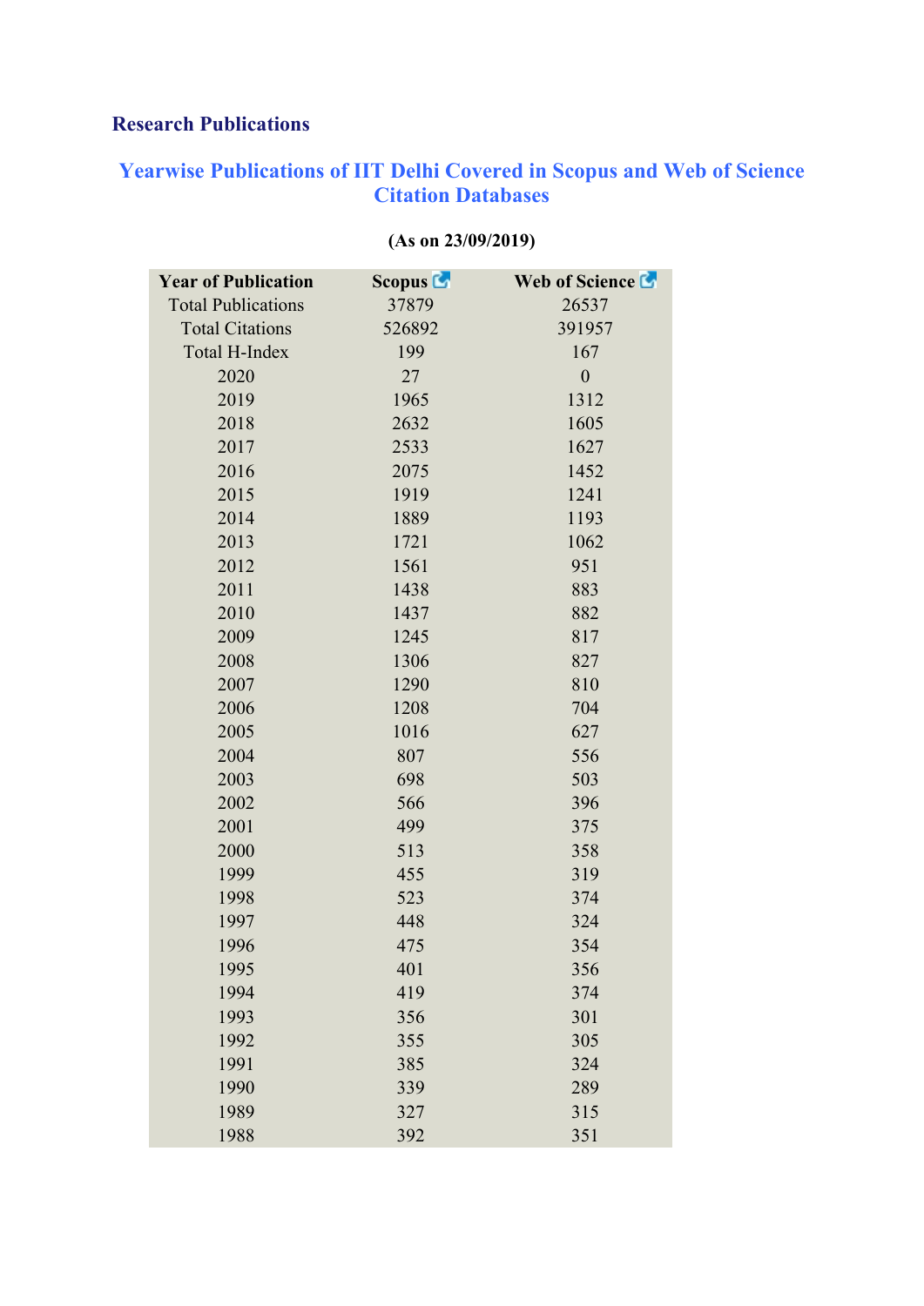## Research Publications

### Yearwise Publications of IIT Delhi Covered in Scopus and Web of Science Citation Databases

**(As on 23/09/2019)**

| Year of Publication | Scopus | Web of Science |
|---|---|---|
| Total Publications | 37879 | 26537 |
| Total Citations | 526892 | 391957 |
| Total H-Index | 199 | 167 |
| 2020 | 27 | 0 |
| 2019 | 1965 | 1312 |
| 2018 | 2632 | 1605 |
| 2017 | 2533 | 1627 |
| 2016 | 2075 | 1452 |
| 2015 | 1919 | 1241 |
| 2014 | 1889 | 1193 |
| 2013 | 1721 | 1062 |
| 2012 | 1561 | 951 |
| 2011 | 1438 | 883 |
| 2010 | 1437 | 882 |
| 2009 | 1245 | 817 |
| 2008 | 1306 | 827 |
| 2007 | 1290 | 810 |
| 2006 | 1208 | 704 |
| 2005 | 1016 | 627 |
| 2004 | 807 | 556 |
| 2003 | 698 | 503 |
| 2002 | 566 | 396 |
| 2001 | 499 | 375 |
| 2000 | 513 | 358 |
| 1999 | 455 | 319 |
| 1998 | 523 | 374 |
| 1997 | 448 | 324 |
| 1996 | 475 | 354 |
| 1995 | 401 | 356 |
| 1994 | 419 | 374 |
| 1993 | 356 | 301 |
| 1992 | 355 | 305 |
| 1991 | 385 | 324 |
| 1990 | 339 | 289 |
| 1989 | 327 | 315 |
| 1988 | 392 | 351 |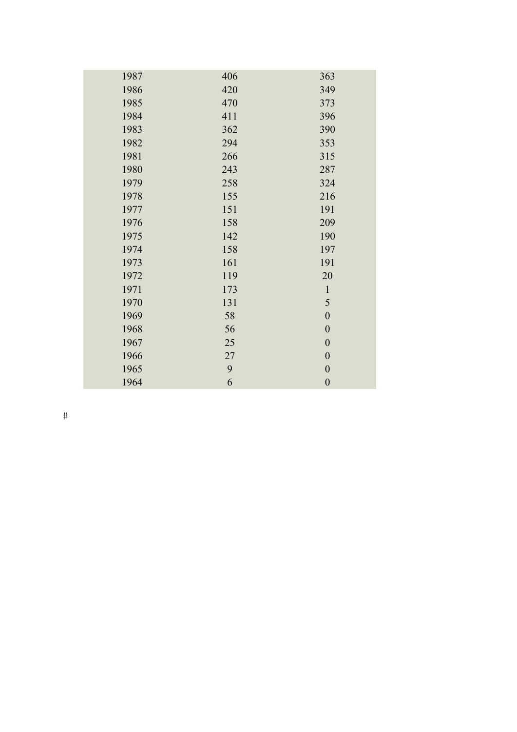| | | |
|---|---|---|
| 1987 | 406 | 363 |
| 1986 | 420 | 349 |
| 1985 | 470 | 373 |
| 1984 | 411 | 396 |
| 1983 | 362 | 390 |
| 1982 | 294 | 353 |
| 1981 | 266 | 315 |
| 1980 | 243 | 287 |
| 1979 | 258 | 324 |
| 1978 | 155 | 216 |
| 1977 | 151 | 191 |
| 1976 | 158 | 209 |
| 1975 | 142 | 190 |
| 1974 | 158 | 197 |
| 1973 | 161 | 191 |
| 1972 | 119 | 20 |
| 1971 | 173 | 1 |
| 1970 | 131 | 5 |
| 1969 | 58 | 0 |
| 1968 | 56 | 0 |
| 1967 | 25 | 0 |
| 1966 | 27 | 0 |
| 1965 | 9 | 0 |
| 1964 | 6 | 0 |

#